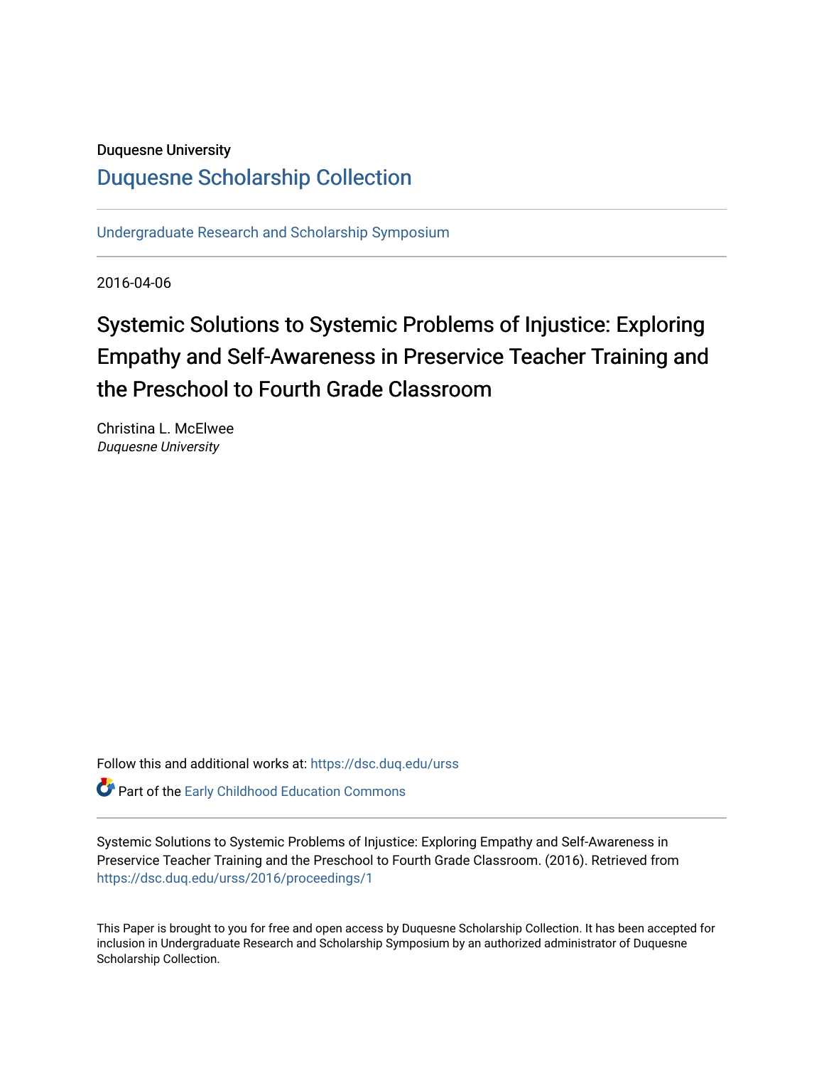Duquesne University

# Duquesne Scholarship Collection

Undergraduate Research and Scholarship Symposium

2016-04-06

# Systemic Solutions to Systemic Problems of Injustice: Exploring Empathy and Self-Awareness in Preservice Teacher Training and the Preschool to Fourth Grade Classroom

Christina L. McElwee
*Duquesne University*

Follow this and additional works at: https://dsc.duq.edu/urss

Part of the Early Childhood Education Commons

Systemic Solutions to Systemic Problems of Injustice: Exploring Empathy and Self-Awareness in Preservice Teacher Training and the Preschool to Fourth Grade Classroom. (2016). Retrieved from https://dsc.duq.edu/urss/2016/proceedings/1

This Paper is brought to you for free and open access by Duquesne Scholarship Collection. It has been accepted for inclusion in Undergraduate Research and Scholarship Symposium by an authorized administrator of Duquesne Scholarship Collection.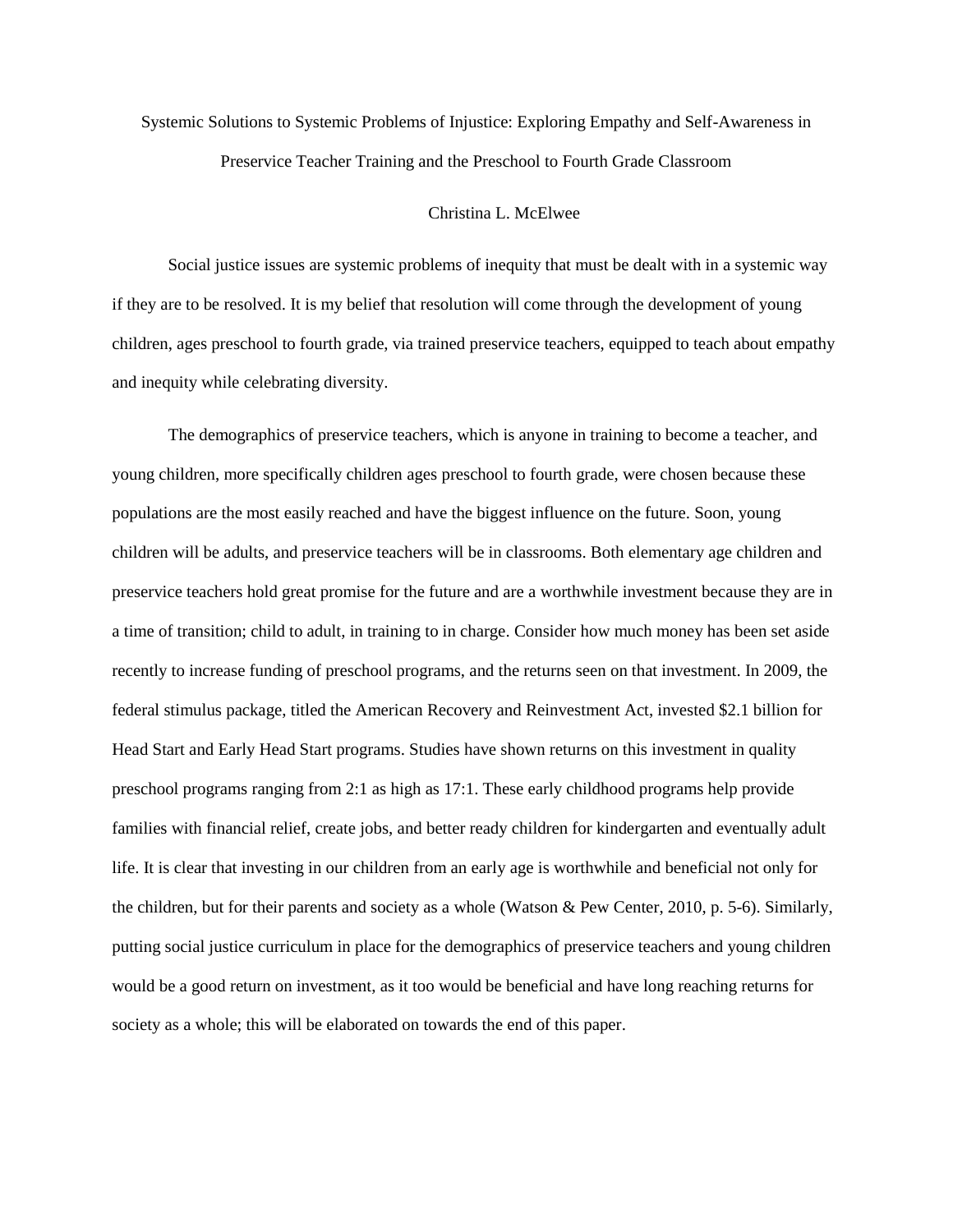# Systemic Solutions to Systemic Problems of Injustice: Exploring Empathy and Self-Awareness in Preservice Teacher Training and the Preschool to Fourth Grade Classroom

Christina L. McElwee

Social justice issues are systemic problems of inequity that must be dealt with in a systemic way if they are to be resolved. It is my belief that resolution will come through the development of young children, ages preschool to fourth grade, via trained preservice teachers, equipped to teach about empathy and inequity while celebrating diversity.

The demographics of preservice teachers, which is anyone in training to become a teacher, and young children, more specifically children ages preschool to fourth grade, were chosen because these populations are the most easily reached and have the biggest influence on the future. Soon, young children will be adults, and preservice teachers will be in classrooms. Both elementary age children and preservice teachers hold great promise for the future and are a worthwhile investment because they are in a time of transition; child to adult, in training to in charge. Consider how much money has been set aside recently to increase funding of preschool programs, and the returns seen on that investment. In 2009, the federal stimulus package, titled the American Recovery and Reinvestment Act, invested $2.1 billion for Head Start and Early Head Start programs. Studies have shown returns on this investment in quality preschool programs ranging from 2:1 as high as 17:1. These early childhood programs help provide families with financial relief, create jobs, and better ready children for kindergarten and eventually adult life. It is clear that investing in our children from an early age is worthwhile and beneficial not only for the children, but for their parents and society as a whole (Watson & Pew Center, 2010, p. 5-6). Similarly, putting social justice curriculum in place for the demographics of preservice teachers and young children would be a good return on investment, as it too would be beneficial and have long reaching returns for society as a whole; this will be elaborated on towards the end of this paper.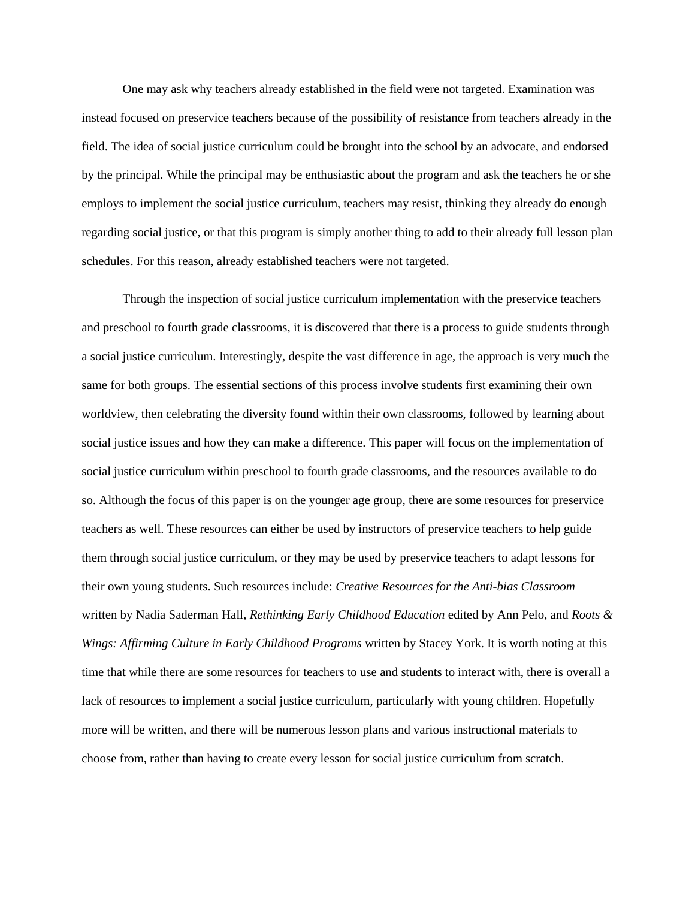One may ask why teachers already established in the field were not targeted. Examination was instead focused on preservice teachers because of the possibility of resistance from teachers already in the field. The idea of social justice curriculum could be brought into the school by an advocate, and endorsed by the principal. While the principal may be enthusiastic about the program and ask the teachers he or she employs to implement the social justice curriculum, teachers may resist, thinking they already do enough regarding social justice, or that this program is simply another thing to add to their already full lesson plan schedules. For this reason, already established teachers were not targeted.

Through the inspection of social justice curriculum implementation with the preservice teachers and preschool to fourth grade classrooms, it is discovered that there is a process to guide students through a social justice curriculum. Interestingly, despite the vast difference in age, the approach is very much the same for both groups. The essential sections of this process involve students first examining their own worldview, then celebrating the diversity found within their own classrooms, followed by learning about social justice issues and how they can make a difference. This paper will focus on the implementation of social justice curriculum within preschool to fourth grade classrooms, and the resources available to do so. Although the focus of this paper is on the younger age group, there are some resources for preservice teachers as well. These resources can either be used by instructors of preservice teachers to help guide them through social justice curriculum, or they may be used by preservice teachers to adapt lessons for their own young students. Such resources include: *Creative Resources for the Anti-bias Classroom* written by Nadia Saderman Hall, *Rethinking Early Childhood Education* edited by Ann Pelo, and *Roots & Wings: Affirming Culture in Early Childhood Programs* written by Stacey York. It is worth noting at this time that while there are some resources for teachers to use and students to interact with, there is overall a lack of resources to implement a social justice curriculum, particularly with young children. Hopefully more will be written, and there will be numerous lesson plans and various instructional materials to choose from, rather than having to create every lesson for social justice curriculum from scratch.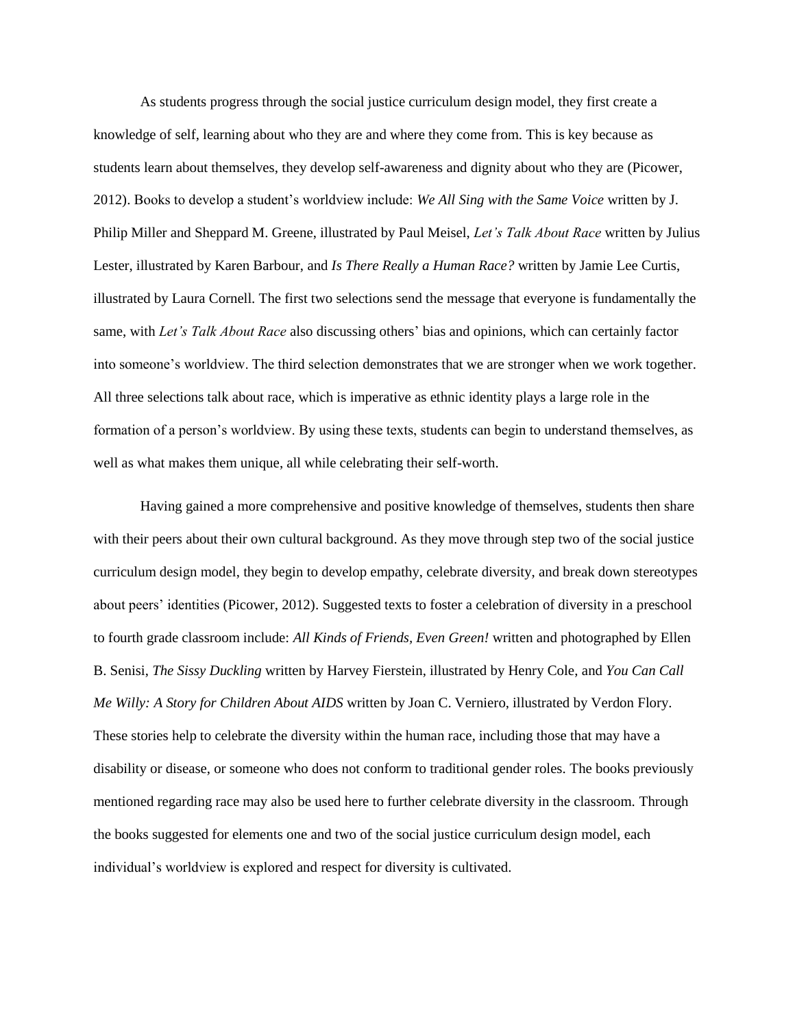As students progress through the social justice curriculum design model, they first create a knowledge of self, learning about who they are and where they come from. This is key because as students learn about themselves, they develop self-awareness and dignity about who they are (Picower, 2012). Books to develop a student's worldview include: *We All Sing with the Same Voice* written by J. Philip Miller and Sheppard M. Greene, illustrated by Paul Meisel, *Let's Talk About Race* written by Julius Lester, illustrated by Karen Barbour, and *Is There Really a Human Race?* written by Jamie Lee Curtis, illustrated by Laura Cornell. The first two selections send the message that everyone is fundamentally the same, with *Let's Talk About Race* also discussing others' bias and opinions, which can certainly factor into someone's worldview. The third selection demonstrates that we are stronger when we work together. All three selections talk about race, which is imperative as ethnic identity plays a large role in the formation of a person's worldview. By using these texts, students can begin to understand themselves, as well as what makes them unique, all while celebrating their self-worth.

Having gained a more comprehensive and positive knowledge of themselves, students then share with their peers about their own cultural background. As they move through step two of the social justice curriculum design model, they begin to develop empathy, celebrate diversity, and break down stereotypes about peers' identities (Picower, 2012). Suggested texts to foster a celebration of diversity in a preschool to fourth grade classroom include: *All Kinds of Friends, Even Green!* written and photographed by Ellen B. Senisi, *The Sissy Duckling* written by Harvey Fierstein, illustrated by Henry Cole, and *You Can Call Me Willy: A Story for Children About AIDS* written by Joan C. Verniero, illustrated by Verdon Flory. These stories help to celebrate the diversity within the human race, including those that may have a disability or disease, or someone who does not conform to traditional gender roles. The books previously mentioned regarding race may also be used here to further celebrate diversity in the classroom. Through the books suggested for elements one and two of the social justice curriculum design model, each individual's worldview is explored and respect for diversity is cultivated.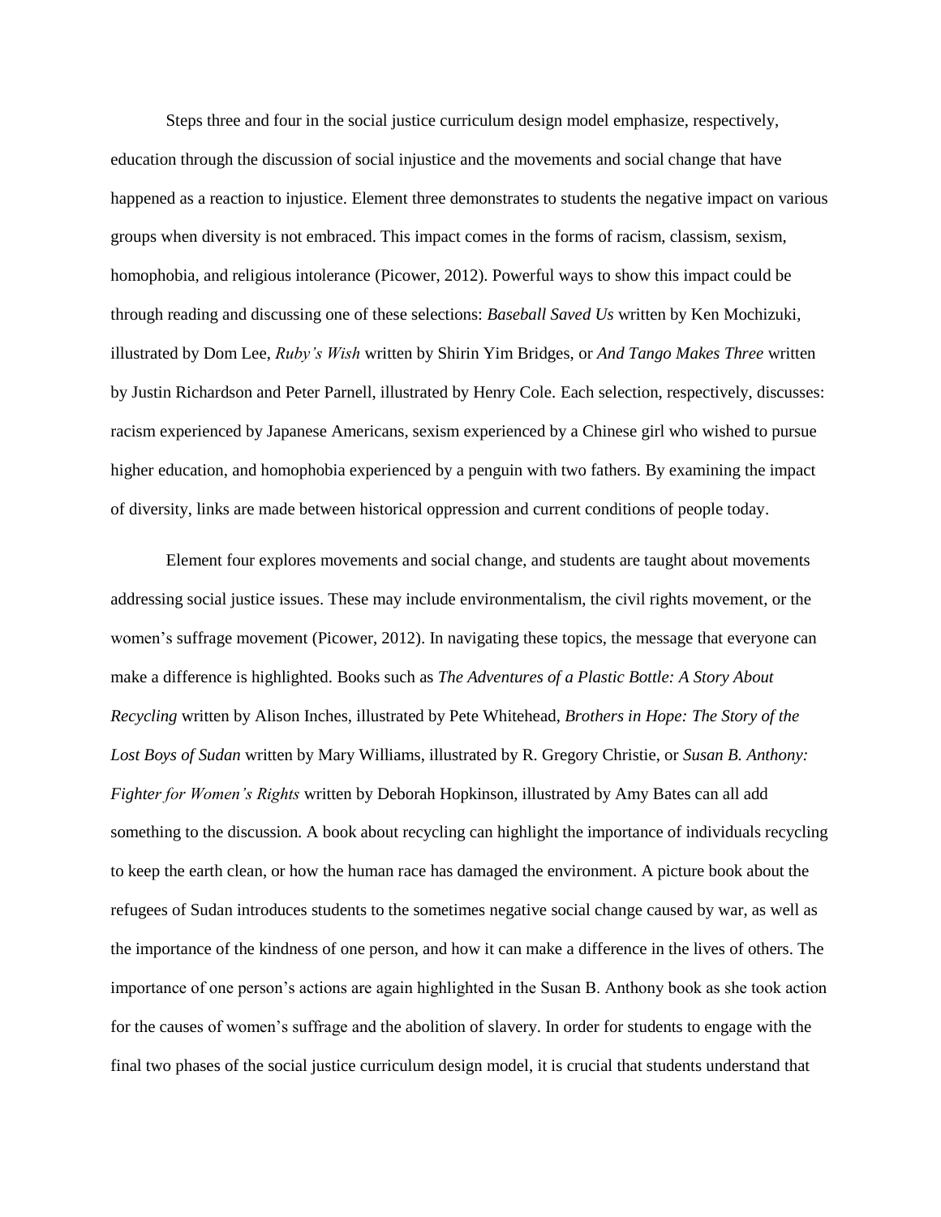Steps three and four in the social justice curriculum design model emphasize, respectively, education through the discussion of social injustice and the movements and social change that have happened as a reaction to injustice. Element three demonstrates to students the negative impact on various groups when diversity is not embraced. This impact comes in the forms of racism, classism, sexism, homophobia, and religious intolerance (Picower, 2012). Powerful ways to show this impact could be through reading and discussing one of these selections: *Baseball Saved Us* written by Ken Mochizuki, illustrated by Dom Lee, *Ruby's Wish* written by Shirin Yim Bridges, or *And Tango Makes Three* written by Justin Richardson and Peter Parnell, illustrated by Henry Cole. Each selection, respectively, discusses: racism experienced by Japanese Americans, sexism experienced by a Chinese girl who wished to pursue higher education, and homophobia experienced by a penguin with two fathers. By examining the impact of diversity, links are made between historical oppression and current conditions of people today.

Element four explores movements and social change, and students are taught about movements addressing social justice issues. These may include environmentalism, the civil rights movement, or the women's suffrage movement (Picower, 2012). In navigating these topics, the message that everyone can make a difference is highlighted. Books such as *The Adventures of a Plastic Bottle: A Story About Recycling* written by Alison Inches, illustrated by Pete Whitehead, *Brothers in Hope: The Story of the Lost Boys of Sudan* written by Mary Williams, illustrated by R. Gregory Christie, or *Susan B. Anthony: Fighter for Women's Rights* written by Deborah Hopkinson, illustrated by Amy Bates can all add something to the discussion. A book about recycling can highlight the importance of individuals recycling to keep the earth clean, or how the human race has damaged the environment. A picture book about the refugees of Sudan introduces students to the sometimes negative social change caused by war, as well as the importance of the kindness of one person, and how it can make a difference in the lives of others. The importance of one person's actions are again highlighted in the Susan B. Anthony book as she took action for the causes of women's suffrage and the abolition of slavery. In order for students to engage with the final two phases of the social justice curriculum design model, it is crucial that students understand that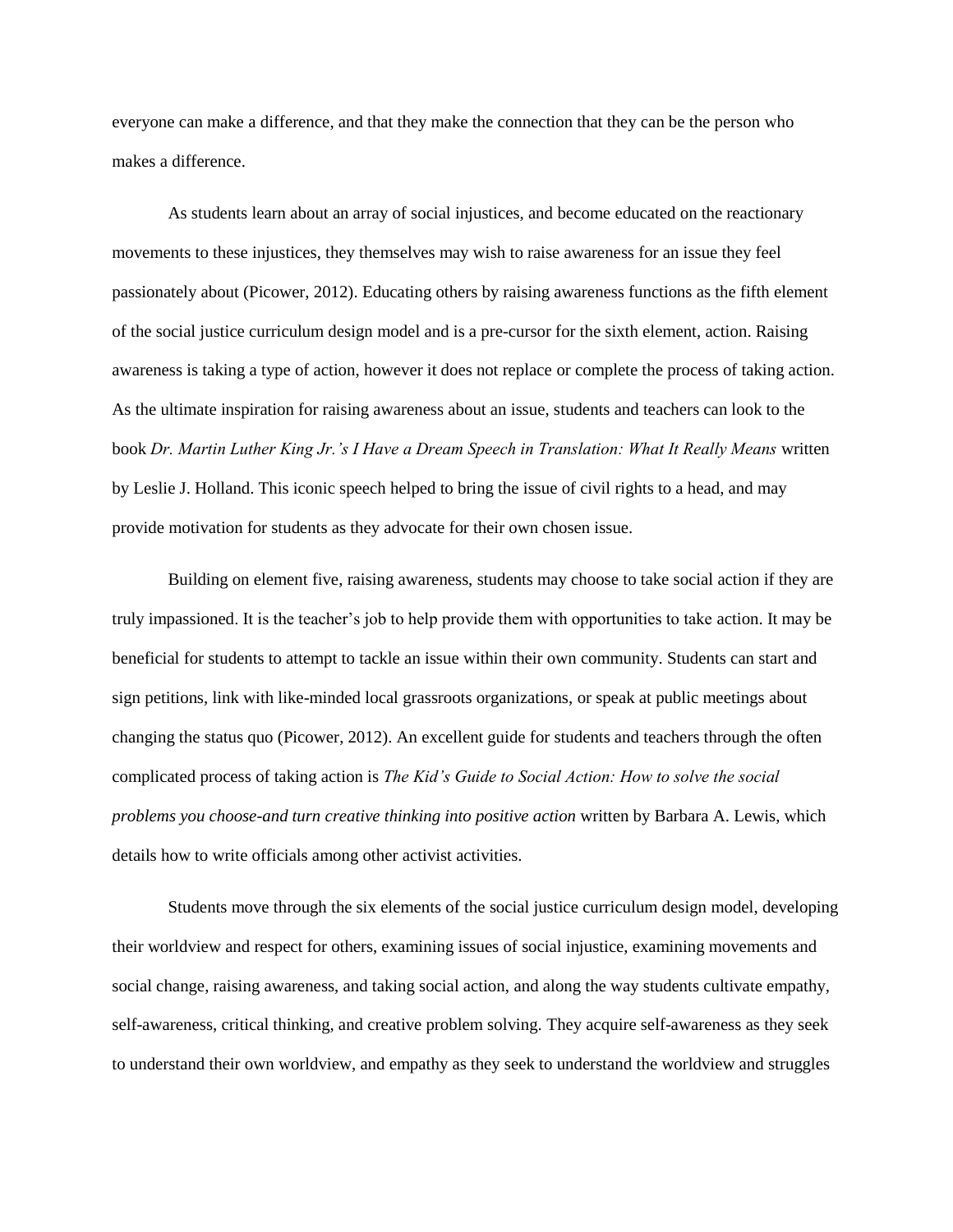everyone can make a difference, and that they make the connection that they can be the person who makes a difference.

As students learn about an array of social injustices, and become educated on the reactionary movements to these injustices, they themselves may wish to raise awareness for an issue they feel passionately about (Picower, 2012). Educating others by raising awareness functions as the fifth element of the social justice curriculum design model and is a pre-cursor for the sixth element, action. Raising awareness is taking a type of action, however it does not replace or complete the process of taking action. As the ultimate inspiration for raising awareness about an issue, students and teachers can look to the book *Dr. Martin Luther King Jr.'s I Have a Dream Speech in Translation: What It Really Means* written by Leslie J. Holland. This iconic speech helped to bring the issue of civil rights to a head, and may provide motivation for students as they advocate for their own chosen issue.

Building on element five, raising awareness, students may choose to take social action if they are truly impassioned. It is the teacher's job to help provide them with opportunities to take action. It may be beneficial for students to attempt to tackle an issue within their own community. Students can start and sign petitions, link with like-minded local grassroots organizations, or speak at public meetings about changing the status quo (Picower, 2012). An excellent guide for students and teachers through the often complicated process of taking action is *The Kid's Guide to Social Action: How to solve the social problems you choose-and turn creative thinking into positive action* written by Barbara A. Lewis, which details how to write officials among other activist activities.

Students move through the six elements of the social justice curriculum design model, developing their worldview and respect for others, examining issues of social injustice, examining movements and social change, raising awareness, and taking social action, and along the way students cultivate empathy, self-awareness, critical thinking, and creative problem solving. They acquire self-awareness as they seek to understand their own worldview, and empathy as they seek to understand the worldview and struggles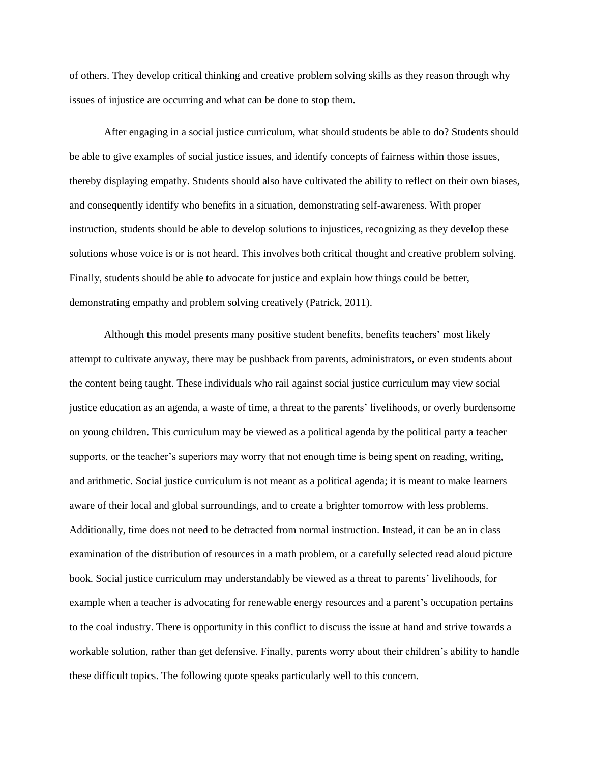of others. They develop critical thinking and creative problem solving skills as they reason through why issues of injustice are occurring and what can be done to stop them.

After engaging in a social justice curriculum, what should students be able to do? Students should be able to give examples of social justice issues, and identify concepts of fairness within those issues, thereby displaying empathy. Students should also have cultivated the ability to reflect on their own biases, and consequently identify who benefits in a situation, demonstrating self-awareness. With proper instruction, students should be able to develop solutions to injustices, recognizing as they develop these solutions whose voice is or is not heard. This involves both critical thought and creative problem solving. Finally, students should be able to advocate for justice and explain how things could be better, demonstrating empathy and problem solving creatively (Patrick, 2011).

Although this model presents many positive student benefits, benefits teachers' most likely attempt to cultivate anyway, there may be pushback from parents, administrators, or even students about the content being taught. These individuals who rail against social justice curriculum may view social justice education as an agenda, a waste of time, a threat to the parents' livelihoods, or overly burdensome on young children. This curriculum may be viewed as a political agenda by the political party a teacher supports, or the teacher's superiors may worry that not enough time is being spent on reading, writing, and arithmetic. Social justice curriculum is not meant as a political agenda; it is meant to make learners aware of their local and global surroundings, and to create a brighter tomorrow with less problems. Additionally, time does not need to be detracted from normal instruction. Instead, it can be an in class examination of the distribution of resources in a math problem, or a carefully selected read aloud picture book. Social justice curriculum may understandably be viewed as a threat to parents' livelihoods, for example when a teacher is advocating for renewable energy resources and a parent's occupation pertains to the coal industry. There is opportunity in this conflict to discuss the issue at hand and strive towards a workable solution, rather than get defensive. Finally, parents worry about their children's ability to handle these difficult topics. The following quote speaks particularly well to this concern.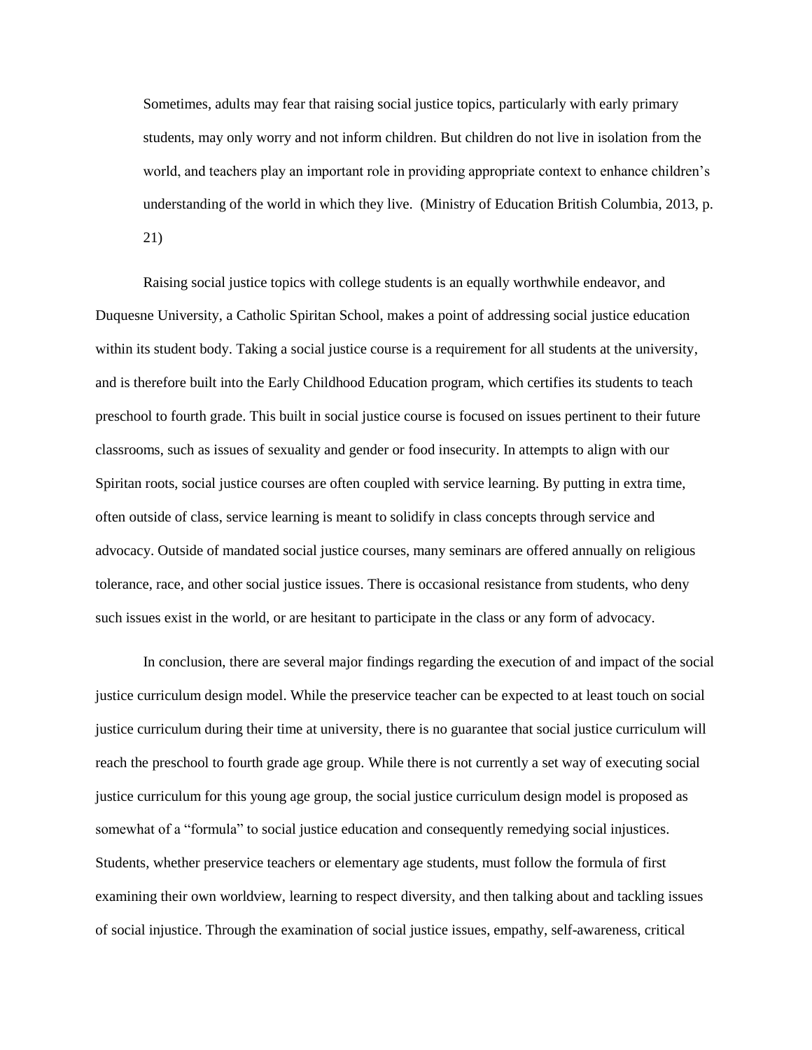> Sometimes, adults may fear that raising social justice topics, particularly with early primary students, may only worry and not inform children. But children do not live in isolation from the world, and teachers play an important role in providing appropriate context to enhance children's understanding of the world in which they live. (Ministry of Education British Columbia, 2013, p. 21)

Raising social justice topics with college students is an equally worthwhile endeavor, and Duquesne University, a Catholic Spiritan School, makes a point of addressing social justice education within its student body. Taking a social justice course is a requirement for all students at the university, and is therefore built into the Early Childhood Education program, which certifies its students to teach preschool to fourth grade. This built in social justice course is focused on issues pertinent to their future classrooms, such as issues of sexuality and gender or food insecurity. In attempts to align with our Spiritan roots, social justice courses are often coupled with service learning. By putting in extra time, often outside of class, service learning is meant to solidify in class concepts through service and advocacy. Outside of mandated social justice courses, many seminars are offered annually on religious tolerance, race, and other social justice issues. There is occasional resistance from students, who deny such issues exist in the world, or are hesitant to participate in the class or any form of advocacy.

In conclusion, there are several major findings regarding the execution of and impact of the social justice curriculum design model. While the preservice teacher can be expected to at least touch on social justice curriculum during their time at university, there is no guarantee that social justice curriculum will reach the preschool to fourth grade age group. While there is not currently a set way of executing social justice curriculum for this young age group, the social justice curriculum design model is proposed as somewhat of a "formula" to social justice education and consequently remedying social injustices. Students, whether preservice teachers or elementary age students, must follow the formula of first examining their own worldview, learning to respect diversity, and then talking about and tackling issues of social injustice. Through the examination of social justice issues, empathy, self-awareness, critical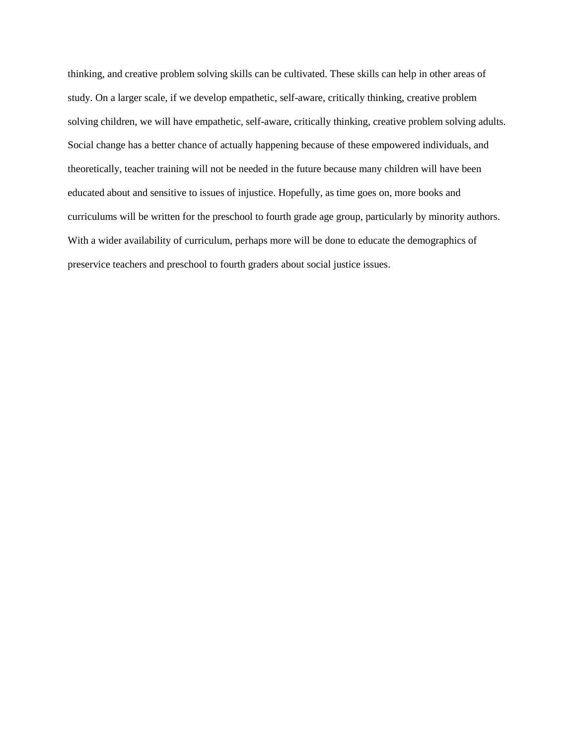thinking, and creative problem solving skills can be cultivated. These skills can help in other areas of study. On a larger scale, if we develop empathetic, self-aware, critically thinking, creative problem solving children, we will have empathetic, self-aware, critically thinking, creative problem solving adults. Social change has a better chance of actually happening because of these empowered individuals, and theoretically, teacher training will not be needed in the future because many children will have been educated about and sensitive to issues of injustice. Hopefully, as time goes on, more books and curriculums will be written for the preschool to fourth grade age group, particularly by minority authors. With a wider availability of curriculum, perhaps more will be done to educate the demographics of preservice teachers and preschool to fourth graders about social justice issues.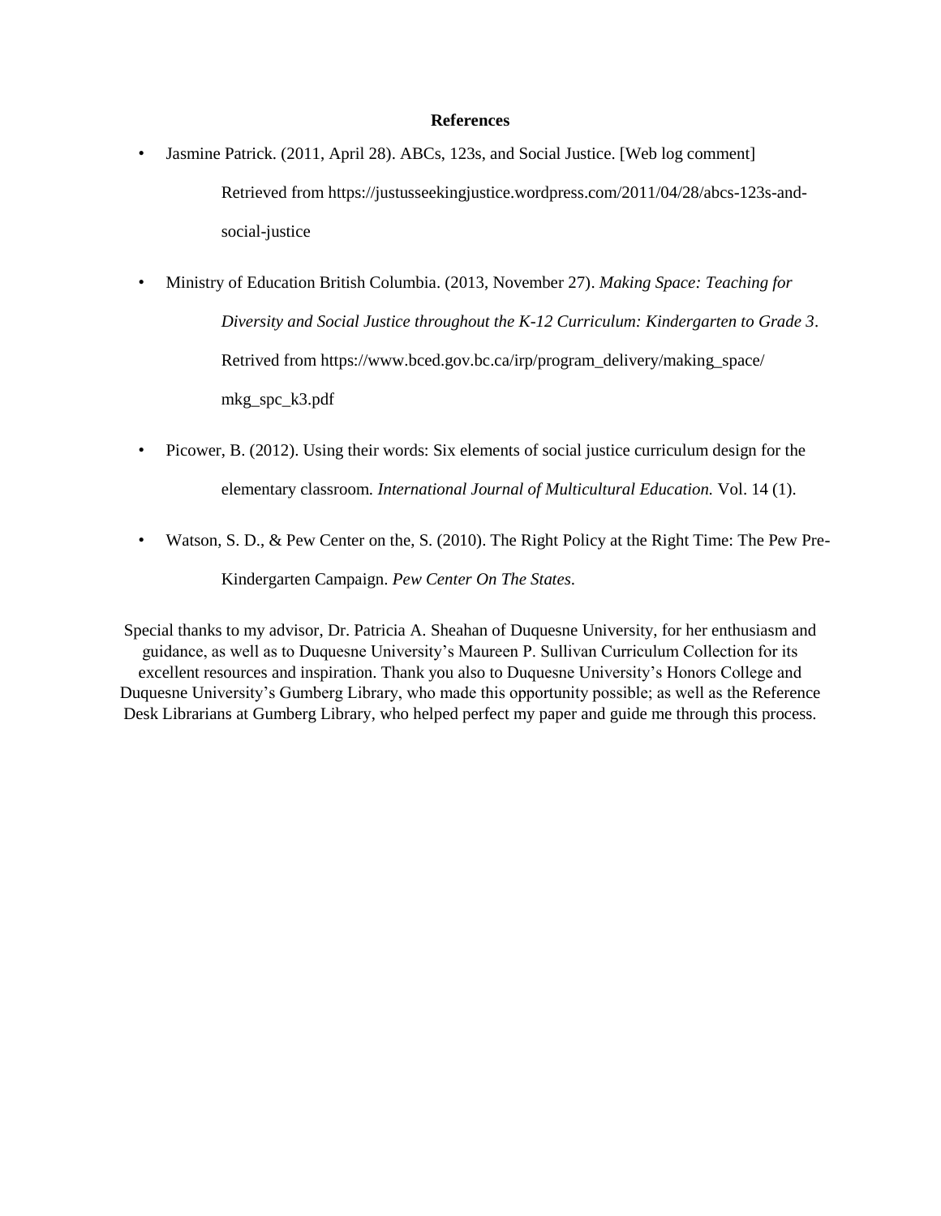## References

- Jasmine Patrick. (2011, April 28). ABCs, 123s, and Social Justice. [Web log comment] Retrieved from https://justusseekingjustice.wordpress.com/2011/04/28/abcs-123s-and-social-justice

- Ministry of Education British Columbia. (2013, November 27). *Making Space: Teaching for Diversity and Social Justice throughout the K-12 Curriculum: Kindergarten to Grade 3*. Retrived from https://www.bced.gov.bc.ca/irp/program_delivery/making_space/mkg_spc_k3.pdf

- Picower, B. (2012). Using their words: Six elements of social justice curriculum design for the elementary classroom*. International Journal of Multicultural Education.* Vol. 14 (1).

- Watson, S. D., & Pew Center on the, S. (2010). The Right Policy at the Right Time: The Pew Pre-Kindergarten Campaign. *Pew Center On The States*.

Special thanks to my advisor, Dr. Patricia A. Sheahan of Duquesne University, for her enthusiasm and guidance, as well as to Duquesne University's Maureen P. Sullivan Curriculum Collection for its excellent resources and inspiration. Thank you also to Duquesne University's Honors College and Duquesne University's Gumberg Library, who made this opportunity possible; as well as the Reference Desk Librarians at Gumberg Library, who helped perfect my paper and guide me through this process.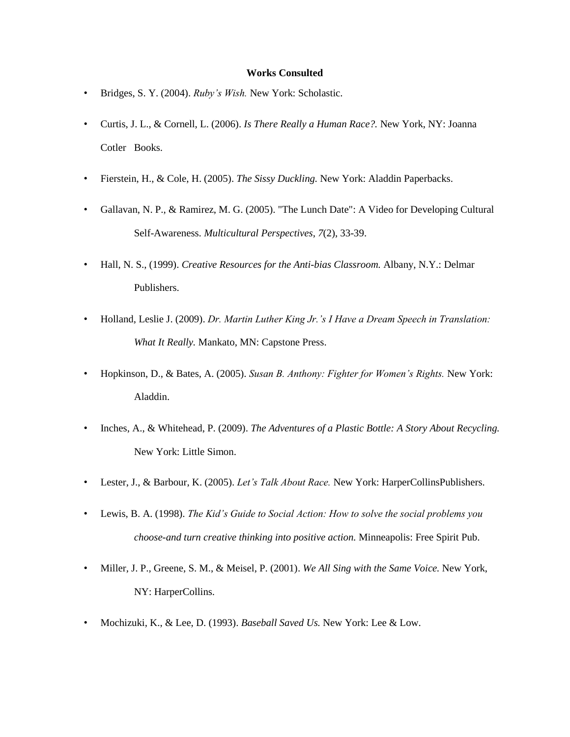**Works Consulted**

- Bridges, S. Y. (2004). *Ruby's Wish.* New York: Scholastic.
- Curtis, J. L., & Cornell, L. (2006). *Is There Really a Human Race?.* New York, NY: Joanna Cotler Books.
- Fierstein, H., & Cole, H. (2005). *The Sissy Duckling.* New York: Aladdin Paperbacks.
- Gallavan, N. P., & Ramirez, M. G. (2005). "The Lunch Date": A Video for Developing Cultural Self-Awareness. *Multicultural Perspectives*, *7*(2), 33-39.
- Hall, N. S., (1999). *Creative Resources for the Anti-bias Classroom.* Albany, N.Y.: Delmar Publishers.
- Holland, Leslie J. (2009). *Dr. Martin Luther King Jr.'s I Have a Dream Speech in Translation: What It Really.* Mankato, MN: Capstone Press.
- Hopkinson, D., & Bates, A. (2005). *Susan B. Anthony: Fighter for Women's Rights.* New York: Aladdin.
- Inches, A., & Whitehead, P. (2009). *The Adventures of a Plastic Bottle: A Story About Recycling.* New York: Little Simon.
- Lester, J., & Barbour, K. (2005). *Let's Talk About Race.* New York: HarperCollinsPublishers.
- Lewis, B. A. (1998). *The Kid's Guide to Social Action: How to solve the social problems you choose-and turn creative thinking into positive action.* Minneapolis: Free Spirit Pub.
- Miller, J. P., Greene, S. M., & Meisel, P. (2001). *We All Sing with the Same Voice.* New York, NY: HarperCollins.
- Mochizuki, K., & Lee, D. (1993). *Baseball Saved Us.* New York: Lee & Low.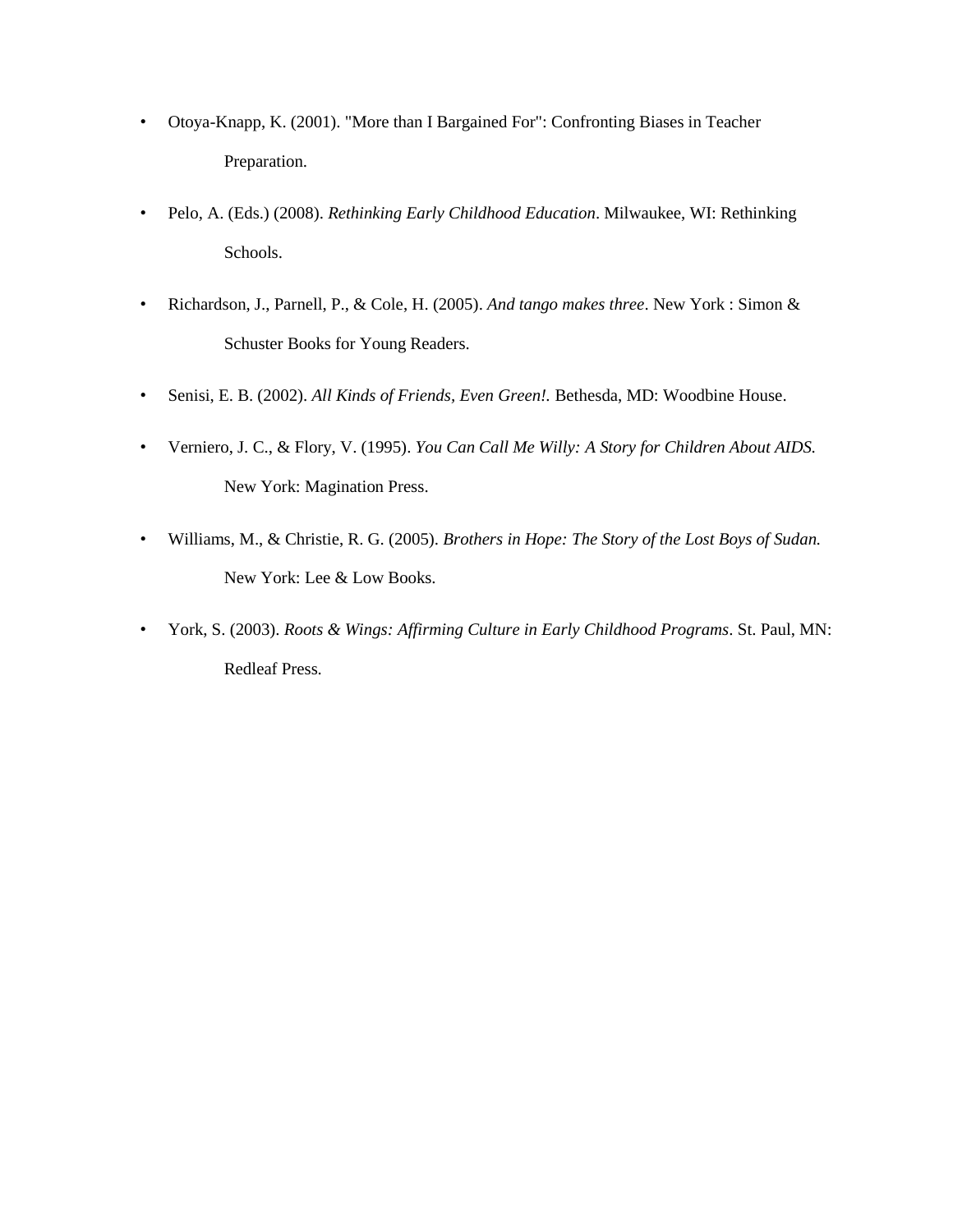- Otoya-Knapp, K. (2001). "More than I Bargained For": Confronting Biases in Teacher Preparation.
- Pelo, A. (Eds.) (2008). *Rethinking Early Childhood Education*. Milwaukee, WI: Rethinking Schools.
- Richardson, J., Parnell, P., & Cole, H. (2005). *And tango makes three*. New York : Simon & Schuster Books for Young Readers.
- Senisi, E. B. (2002). *All Kinds of Friends, Even Green!*. Bethesda, MD: Woodbine House.
- Verniero, J. C., & Flory, V. (1995). *You Can Call Me Willy: A Story for Children About AIDS.* New York: Magination Press.
- Williams, M., & Christie, R. G. (2005). *Brothers in Hope: The Story of the Lost Boys of Sudan.* New York: Lee & Low Books.
- York, S. (2003). *Roots & Wings: Affirming Culture in Early Childhood Programs*. St. Paul, MN: Redleaf Press.